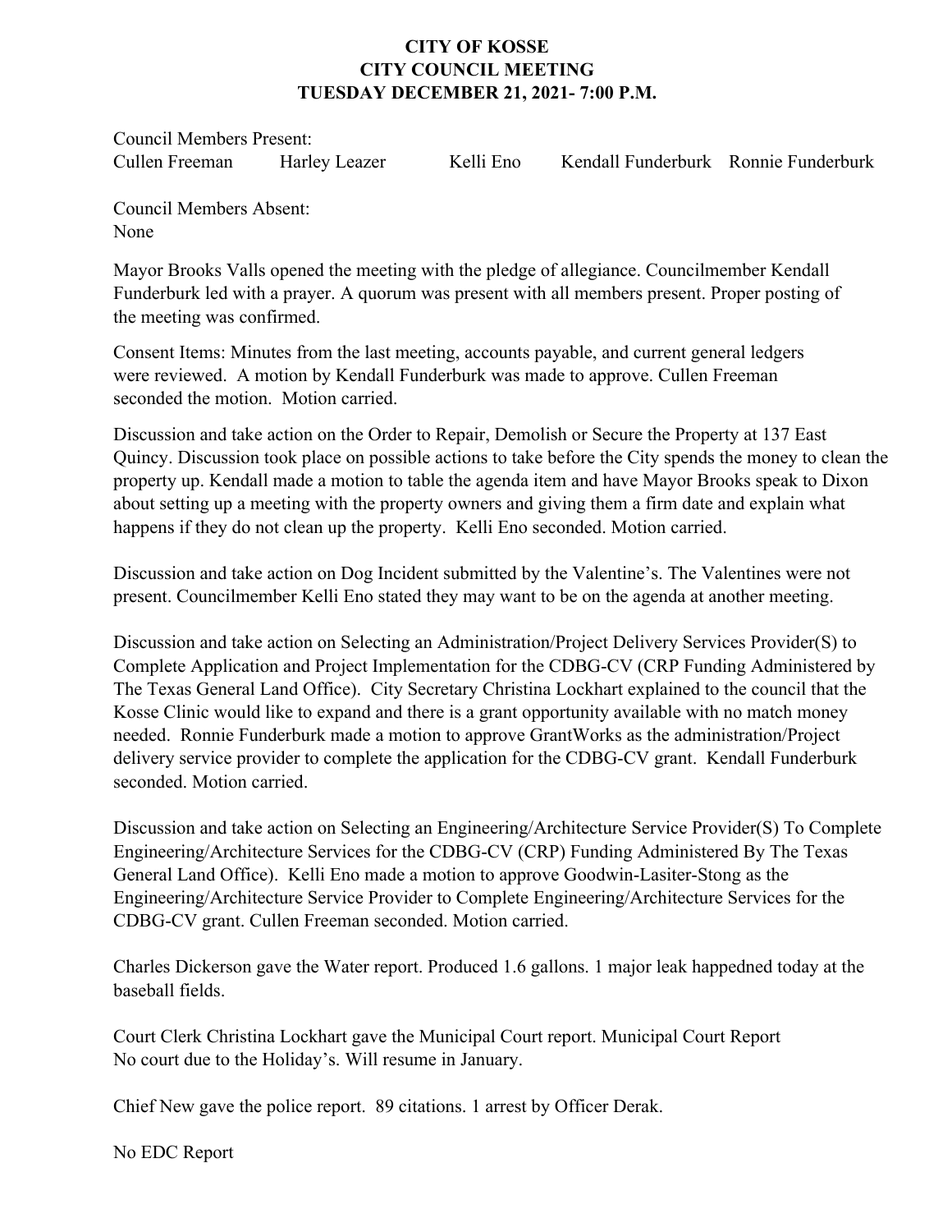# CITY OF KOSSE
# CITY COUNCIL MEETING
# TUESDAY DECEMBER 21, 2021- 7:00 P.M.

Council Members Present:
Cullen Freeman  Harley Leazer  Kelli Eno  Kendall Funderburk  Ronnie Funderburk

Council Members Absent:
None

Mayor Brooks Valls opened the meeting with the pledge of allegiance. Councilmember Kendall Funderburk led with a prayer. A quorum was present with all members present. Proper posting of the meeting was confirmed.

Consent Items: Minutes from the last meeting, accounts payable, and current general ledgers were reviewed. A motion by Kendall Funderburk was made to approve. Cullen Freeman seconded the motion. Motion carried.

Discussion and take action on the Order to Repair, Demolish or Secure the Property at 137 East Quincy. Discussion took place on possible actions to take before the City spends the money to clean the property up. Kendall made a motion to table the agenda item and have Mayor Brooks speak to Dixon about setting up a meeting with the property owners and giving them a firm date and explain what happens if they do not clean up the property. Kelli Eno seconded. Motion carried.

Discussion and take action on Dog Incident submitted by the Valentine's. The Valentines were not present. Councilmember Kelli Eno stated they may want to be on the agenda at another meeting.

Discussion and take action on Selecting an Administration/Project Delivery Services Provider(S) to Complete Application and Project Implementation for the CDBG-CV (CRP Funding Administered by The Texas General Land Office). City Secretary Christina Lockhart explained to the council that the Kosse Clinic would like to expand and there is a grant opportunity available with no match money needed. Ronnie Funderburk made a motion to approve GrantWorks as the administration/Project delivery service provider to complete the application for the CDBG-CV grant. Kendall Funderburk seconded. Motion carried.

Discussion and take action on Selecting an Engineering/Architecture Service Provider(S) To Complete Engineering/Architecture Services for the CDBG-CV (CRP) Funding Administered By The Texas General Land Office). Kelli Eno made a motion to approve Goodwin-Lasiter-Stong as the Engineering/Architecture Service Provider to Complete Engineering/Architecture Services for the CDBG-CV grant. Cullen Freeman seconded. Motion carried.

Charles Dickerson gave the Water report. Produced 1.6 gallons. 1 major leak happedned today at the baseball fields.

Court Clerk Christina Lockhart gave the Municipal Court report. Municipal Court Report
No court due to the Holiday's. Will resume in January.

Chief New gave the police report. 89 citations. 1 arrest by Officer Derak.

No EDC Report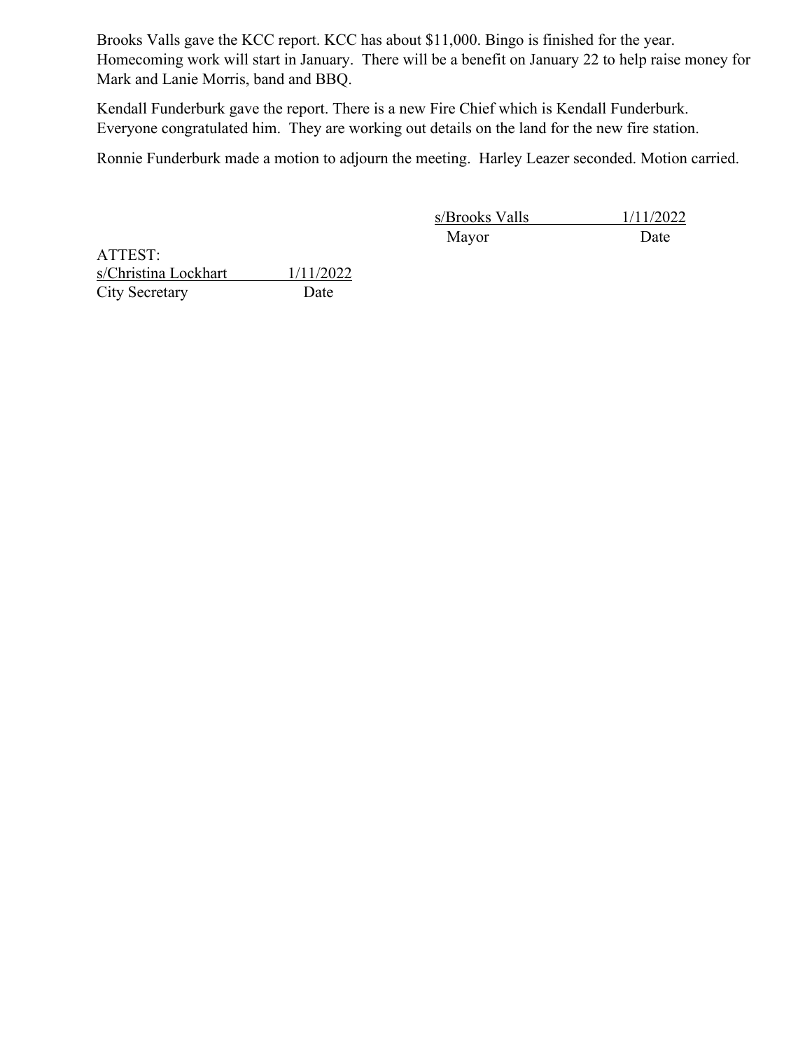Brooks Valls gave the KCC report. KCC has about $11,000. Bingo is finished for the year. Homecoming work will start in January. There will be a benefit on January 22 to help raise money for Mark and Lanie Morris, band and BBQ.

Kendall Funderburk gave the report. There is a new Fire Chief which is Kendall Funderburk. Everyone congratulated him. They are working out details on the land for the new fire station.

Ronnie Funderburk made a motion to adjourn the meeting. Harley Leazer seconded. Motion carried.

s/Brooks Valls 1/11/2022
Mayor Date

ATTEST:
s/Christina Lockhart 1/11/2022
City Secretary Date